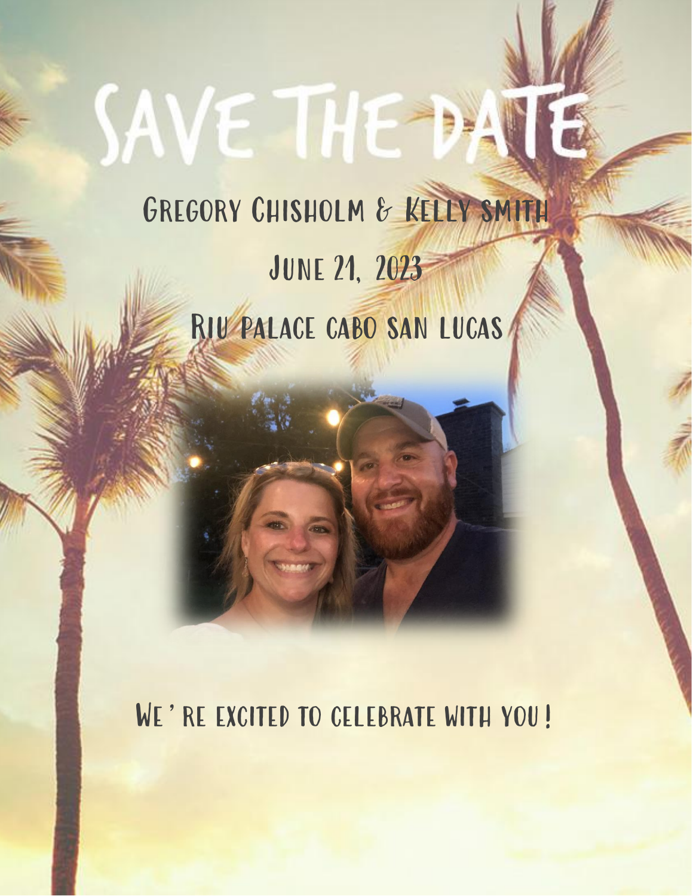# SAVE THE DATE

## Gregory Chisholm & Kelly smith

June 21, 2023

Riu palace cabo san lucas

We're excited to celebrate with you!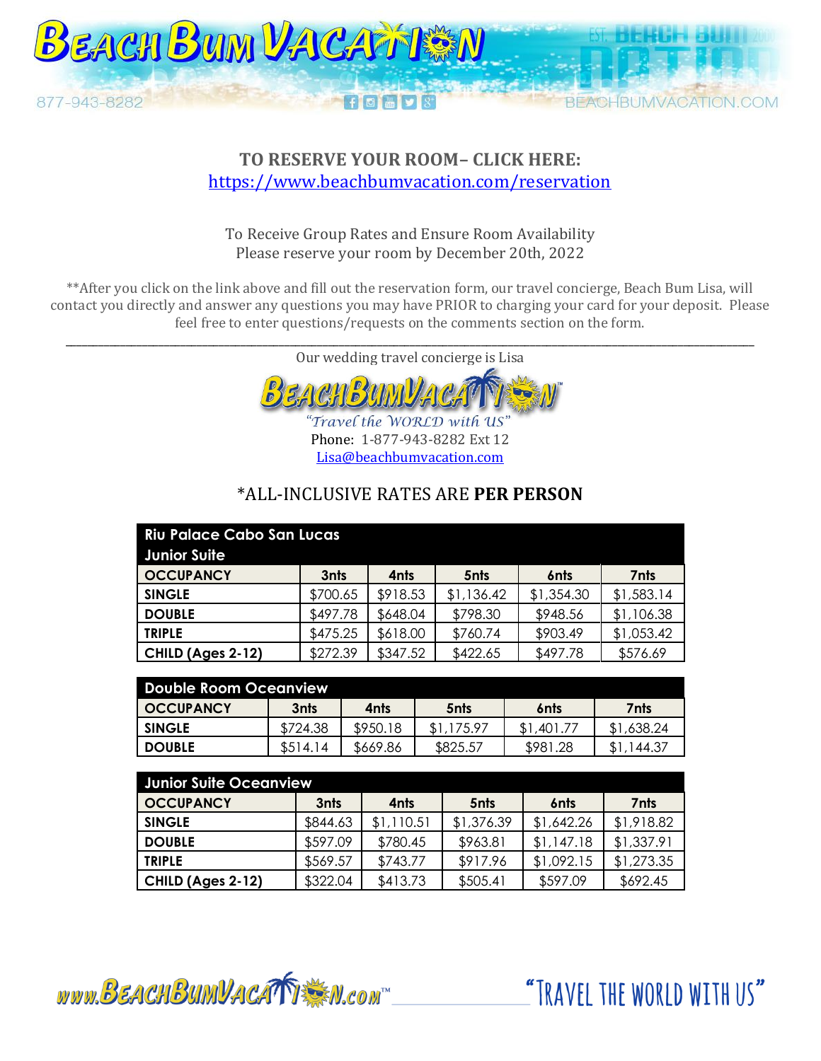**TO RESERVE YOUR ROOM– CLICK HERE:**
https://www.beachbumvacation.com/reservation

To Receive Group Rates and Ensure Room Availability
Please reserve your room by December 20th, 2022

**After you click on the link above and fill out the reservation form, our travel concierge, Beach Bum Lisa, will contact you directly and answer any questions you may have PRIOR to charging your card for your deposit. Please feel free to enter questions/requests on the comments section on the form.

---

Our wedding travel concierge is Lisa

BEACHBUMVACATION™
"Travel the WORLD with US"
Phone: 1-877-943-8282 Ext 12
Lisa@beachbumvacation.com

## *ALL-INCLUSIVE RATES ARE **PER PERSON**

**Riu Palace Cabo San Lucas**
**Junior Suite**

| OCCUPANCY | 3nts | 4nts | 5nts | 6nts | 7nts |
|---|---|---|---|---|---|
| SINGLE | $700.65 | $918.53 | $1,136.42 | $1,354.30 | $1,583.14 |
| DOUBLE | $497.78 | $648.04 | $798.30 | $948.56 | $1,106.38 |
| TRIPLE | $475.25 | $618.00 | $760.74 | $903.49 | $1,053.42 |
| CHILD (Ages 2-12) | $272.39 | $347.52 | $422.65 | $497.78 | $576.69 |

**Double Room Oceanview**

| OCCUPANCY | 3nts | 4nts | 5nts | 6nts | 7nts |
|---|---|---|---|---|---|
| SINGLE | $724.38 | $950.18 | $1,175.97 | $1,401.77 | $1,638.24 |
| DOUBLE | $514.14 | $669.86 | $825.57 | $981.28 | $1,144.37 |

**Junior Suite Oceanview**

| OCCUPANCY | 3nts | 4nts | 5nts | 6nts | 7nts |
|---|---|---|---|---|---|
| SINGLE | $844.63 | $1,110.51 | $1,376.39 | $1,642.26 | $1,918.82 |
| DOUBLE | $597.09 | $780.45 | $963.81 | $1,147.18 | $1,337.91 |
| TRIPLE | $569.57 | $743.77 | $917.96 | $1,092.15 | $1,273.35 |
| CHILD (Ages 2-12) | $322.04 | $413.73 | $505.41 | $597.09 | $692.45 |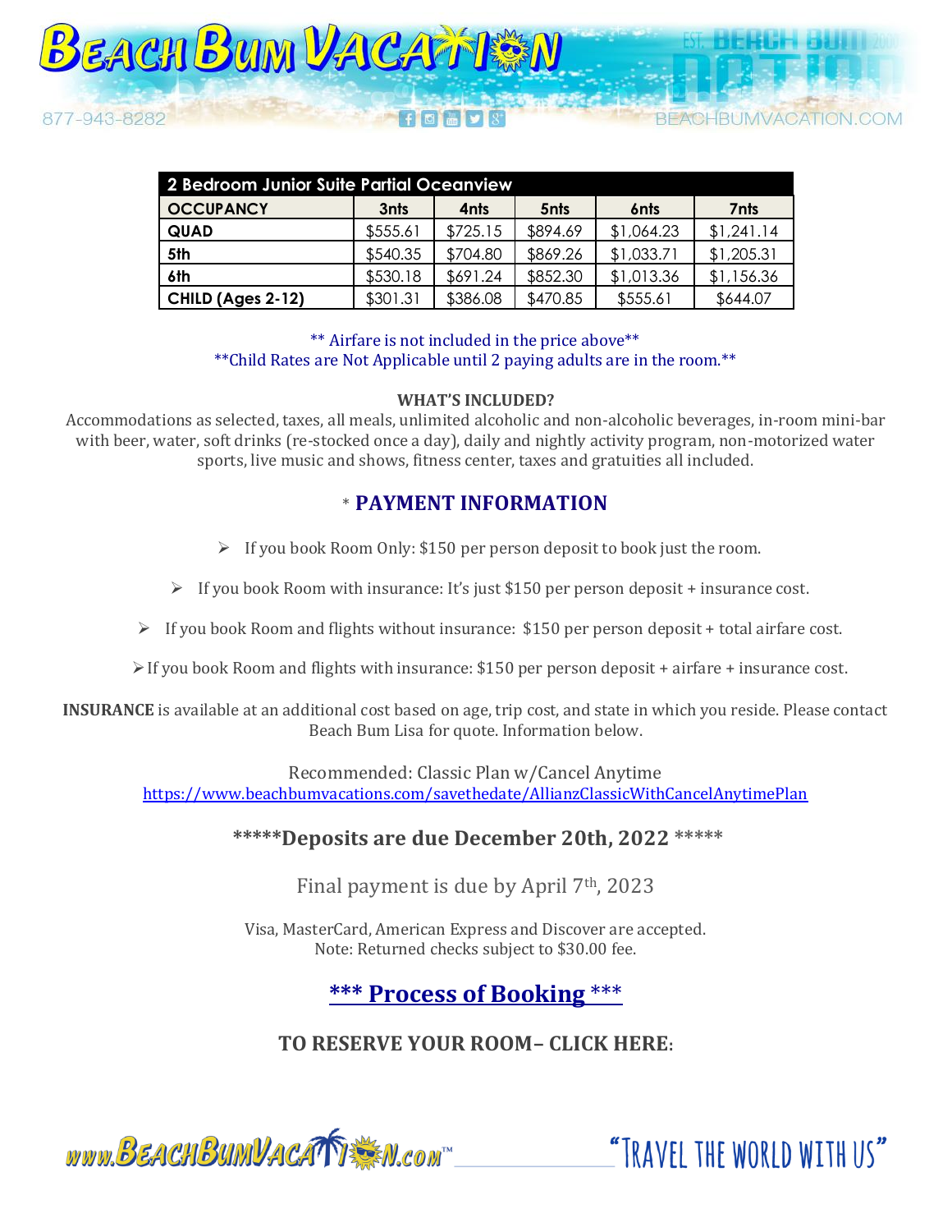| 2 Bedroom Junior Suite Partial Oceanview | | | | | |
|---|---|---|---|---|---|
| **OCCUPANCY** | **3nts** | **4nts** | **5nts** | **6nts** | **7nts** |
| **QUAD** | $555.61 | $725.15 | $894.69 | $1,064.23 | $1,241.14 |
| **5th** | $540.35 | $704.80 | $869.26 | $1,033.71 | $1,205.31 |
| **6th** | $530.18 | $691.24 | $852.30 | $1,013.36 | $1,156.36 |
| **CHILD (Ages 2-12)** | $301.31 | $386.08 | $470.85 | $555.61 | $644.07 |

** Airfare is not included in the price above**
**Child Rates are Not Applicable until 2 paying adults are in the room.**

**WHAT'S INCLUDED?**

Accommodations as selected, taxes, all meals, unlimited alcoholic and non-alcoholic beverages, in-room mini-bar with beer, water, soft drinks (re-stocked once a day), daily and nightly activity program, non-motorized water sports, live music and shows, fitness center, taxes and gratuities all included.

## * PAYMENT INFORMATION

- If you book Room Only: $150 per person deposit to book just the room.
- If you book Room with insurance: It's just $150 per person deposit + insurance cost.
- If you book Room and flights without insurance: $150 per person deposit + total airfare cost.
- If you book Room and flights with insurance: $150 per person deposit + airfare + insurance cost.

**INSURANCE** is available at an additional cost based on age, trip cost, and state in which you reside. Please contact Beach Bum Lisa for quote. Information below.

Recommended: Classic Plan w/Cancel Anytime
https://www.beachbumvacations.com/savethedate/AllianzClassicWithCancelAnytimePlan

*****Deposits are due December 20th, 2022 *****

Final payment is due by April 7th, 2023

Visa, MasterCard, American Express and Discover are accepted.
Note: Returned checks subject to $30.00 fee.

## *** Process of Booking ***

**TO RESERVE YOUR ROOM– CLICK HERE:**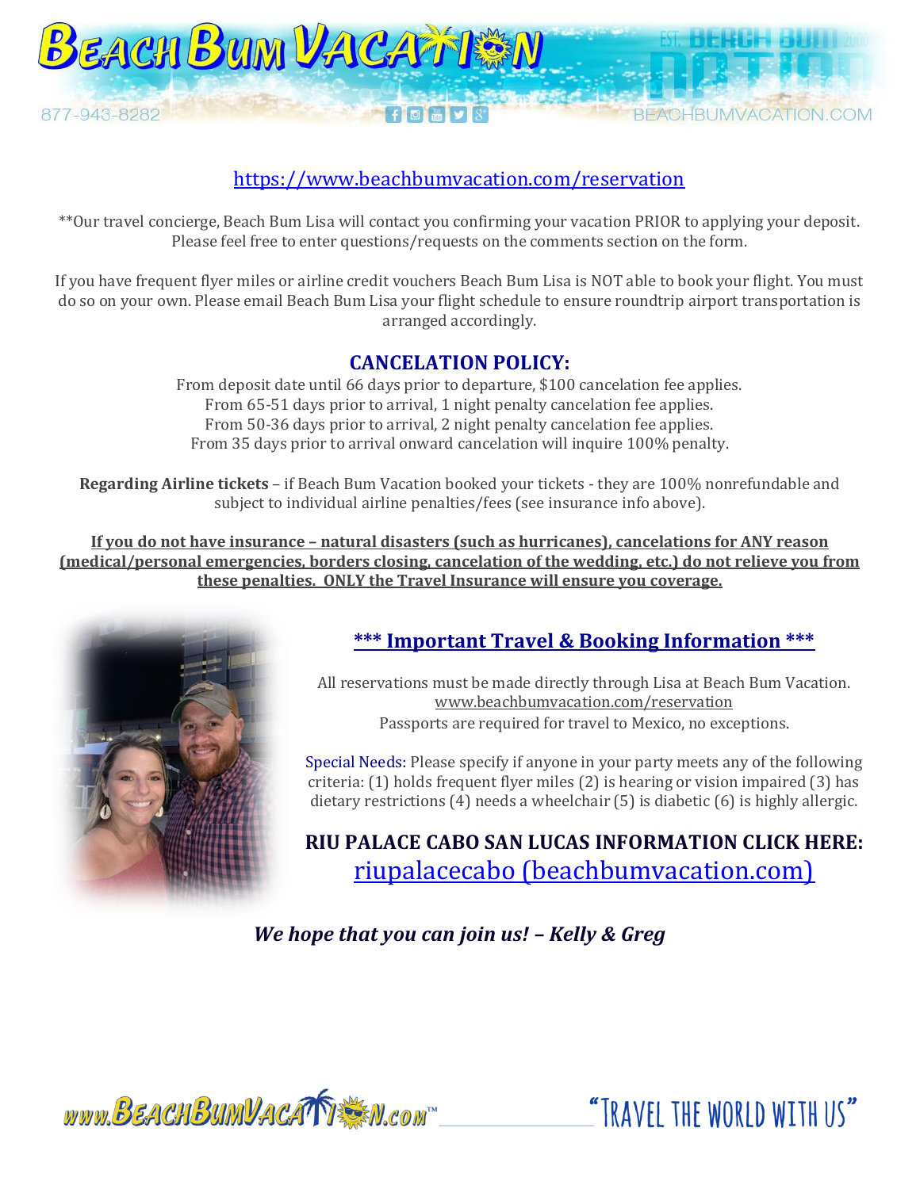[https://www.beachbumvacation.com/reservation](https://www.beachbumvacation.com/reservation)

**Our travel concierge, Beach Bum Lisa will contact you confirming your vacation PRIOR to applying your deposit. Please feel free to enter questions/requests on the comments section on the form.

If you have frequent flyer miles or airline credit vouchers Beach Bum Lisa is NOT able to book your flight. You must do so on your own. Please email Beach Bum Lisa your flight schedule to ensure roundtrip airport transportation is arranged accordingly.

## CANCELATION POLICY:

From deposit date until 66 days prior to departure, $100 cancelation fee applies.
From 65-51 days prior to arrival, 1 night penalty cancelation fee applies.
From 50-36 days prior to arrival, 2 night penalty cancelation fee applies.
From 35 days prior to arrival onward cancelation will inquire 100% penalty.

**Regarding Airline tickets** – if Beach Bum Vacation booked your tickets - they are 100% nonrefundable and subject to individual airline penalties/fees (see insurance info above).

**If you do not have insurance – natural disasters (such as hurricanes), cancelations for ANY reason (medical/personal emergencies, borders closing, cancelation of the wedding, etc.) do not relieve you from these penalties. ONLY the Travel Insurance will ensure you coverage.**

## *** Important Travel & Booking Information ***

All reservations must be made directly through Lisa at Beach Bum Vacation.
www.beachbumvacation.com/reservation
Passports are required for travel to Mexico, no exceptions.

Special Needs: Please specify if anyone in your party meets any of the following criteria: (1) holds frequent flyer miles (2) is hearing or vision impaired (3) has dietary restrictions (4) needs a wheelchair (5) is diabetic (6) is highly allergic.

**RIU PALACE CABO SAN LUCAS INFORMATION CLICK HERE:**
riupalacecabo (beachbumvacation.com)

***We hope that you can join us! – Kelly & Greg***